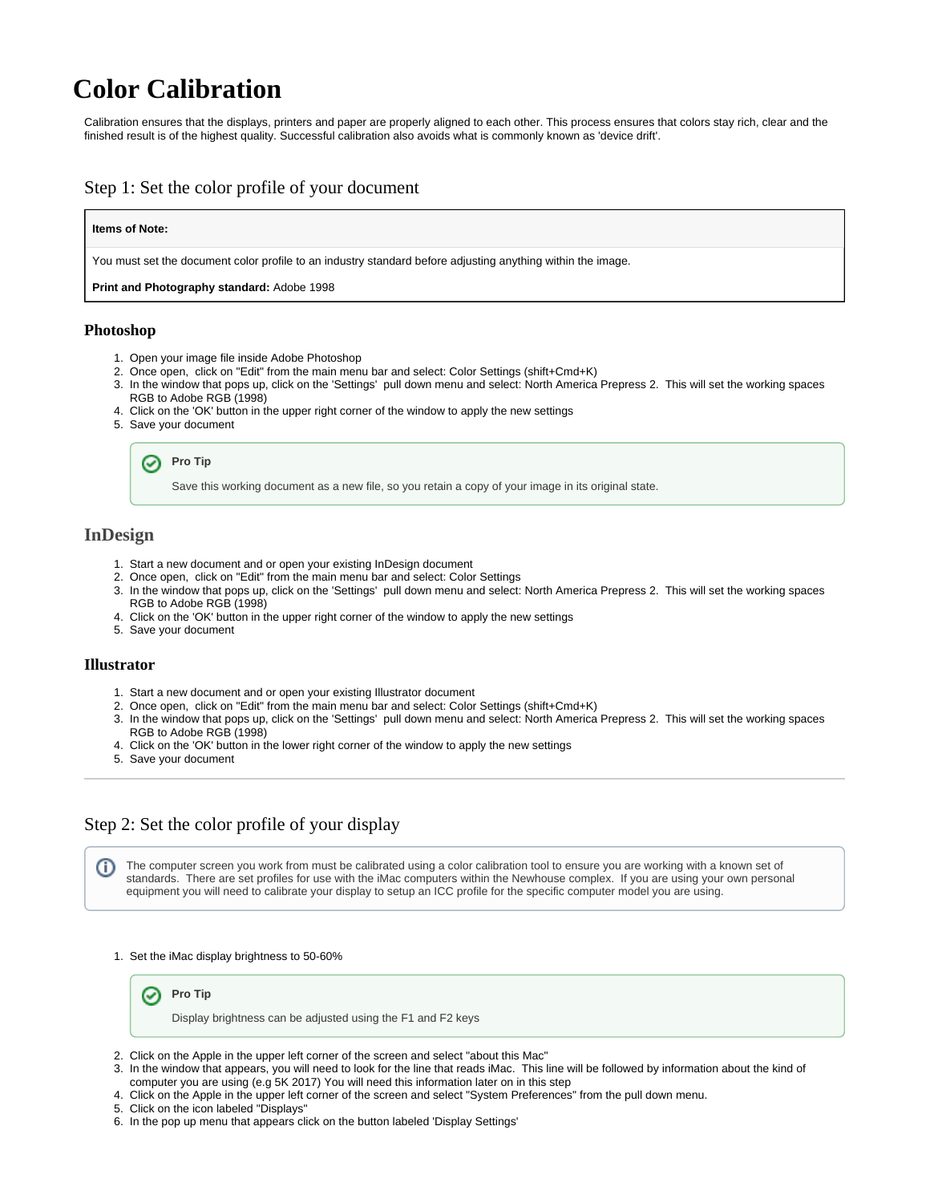# Color Calibration

Calibration ensures that the displays, printers and paper are properly aligned to each other. This process ensures that colors stay rich, clear and the finished result is of the highest quality. Successful calibration also avoids what is commonly known as 'device drift'.

## Step 1: Set the color profile of your document

> **Items of Note:**
>
> You must set the document color profile to an industry standard before adjusting anything within the image.
>
> **Print and Photography standard:** Adobe 1998

### Photoshop

1. Open your image file inside Adobe Photoshop
2. Once open,  click on "Edit" from the main menu bar and select: Color Settings (shift+Cmd+K)
3. In the window that pops up, click on the 'Settings'  pull down menu and select: North America Prepress 2.  This will set the working spaces RGB to Adobe RGB (1998)
4. Click on the 'OK' button in the upper right corner of the window to apply the new settings
5. Save your document

> **Pro Tip**
>
> Save this working document as a new file, so you retain a copy of your image in its original state.

### InDesign

1. Start a new document and or open your existing InDesign document
2. Once open,  click on "Edit" from the main menu bar and select: Color Settings
3. In the window that pops up, click on the 'Settings'  pull down menu and select: North America Prepress 2.  This will set the working spaces RGB to Adobe RGB (1998)
4. Click on the 'OK' button in the upper right corner of the window to apply the new settings
5. Save your document

### Illustrator

1. Start a new document and or open your existing Illustrator document
2. Once open,  click on "Edit" from the main menu bar and select: Color Settings (shift+Cmd+K)
3. In the window that pops up, click on the 'Settings'  pull down menu and select: North America Prepress 2.  This will set the working spaces RGB to Adobe RGB (1998)
4. Click on the 'OK' button in the lower right corner of the window to apply the new settings
5. Save your document

---

## Step 2: Set the color profile of your display

> The computer screen you work from must be calibrated using a color calibration tool to ensure you are working with a known set of standards.  There are set profiles for use with the iMac computers within the Newhouse complex.  If you are using your own personal equipment you will need to calibrate your display to setup an ICC profile for the specific computer model you are using.

1. Set the iMac display brightness to 50-60%

   > **Pro Tip**
   >
   > Display brightness can be adjusted using the F1 and F2 keys

2. Click on the Apple in the upper left corner of the screen and select "about this Mac"
3. In the window that appears, you will need to look for the line that reads iMac.  This line will be followed by information about the kind of computer you are using (e.g 5K 2017) You will need this information later on in this step
4. Click on the Apple in the upper left corner of the screen and select "System Preferences" from the pull down menu.
5. Click on the icon labeled "Displays"
6. In the pop up menu that appears click on the button labeled 'Display Settings'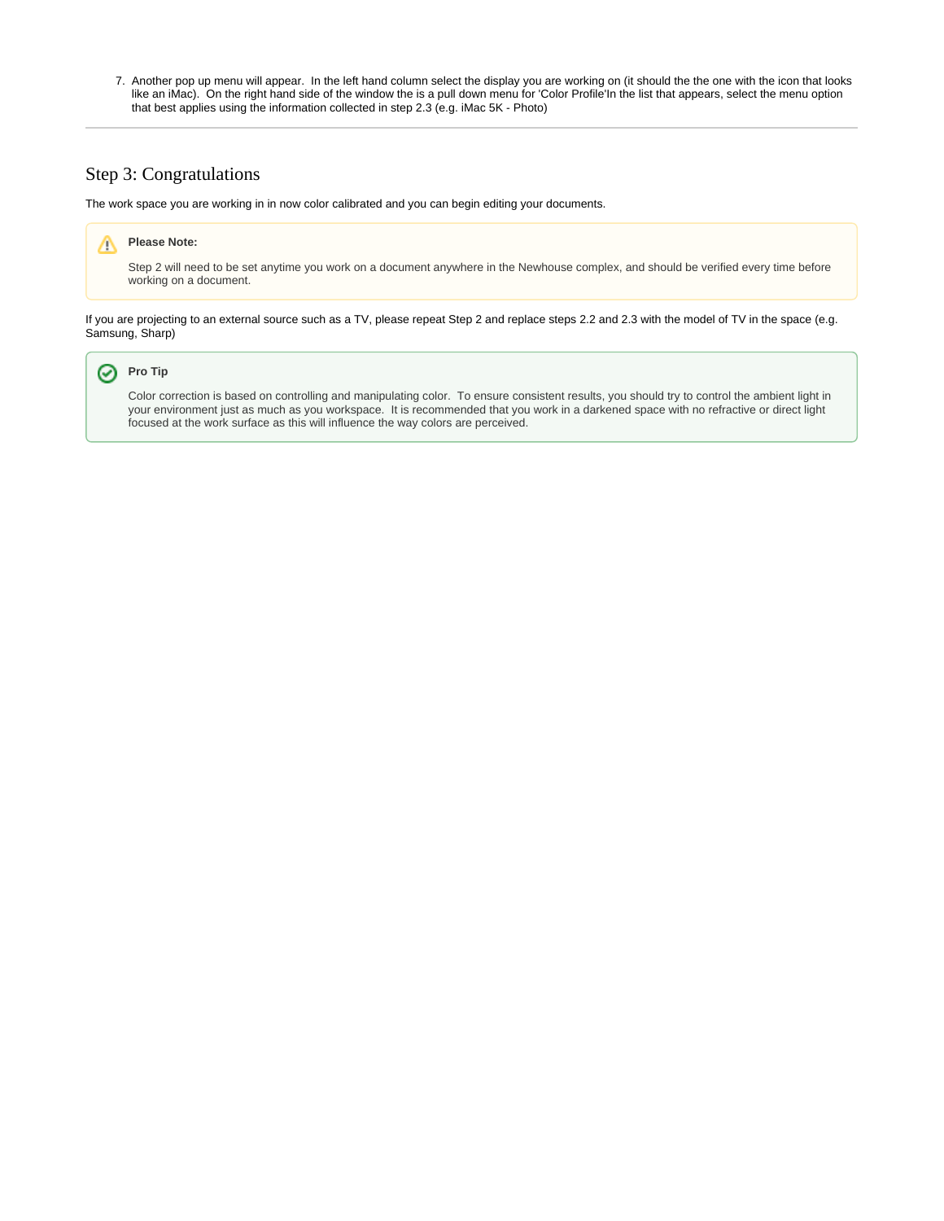7. Another pop up menu will appear. In the left hand column select the display you are working on (it should the the one with the icon that looks like an iMac). On the right hand side of the window the is a pull down menu for 'Color Profile'In the list that appears, select the menu option that best applies using the information collected in step 2.3 (e.g. iMac 5K - Photo)

---

## Step 3: Congratulations

The work space you are working in in now color calibrated and you can begin editing your documents.

> **Please Note:**
>
> Step 2 will need to be set anytime you work on a document anywhere in the Newhouse complex, and should be verified every time before working on a document.

If you are projecting to an external source such as a TV, please repeat Step 2 and replace steps 2.2 and 2.3 with the model of TV in the space (e.g. Samsung, Sharp)

> **Pro Tip**
>
> Color correction is based on controlling and manipulating color. To ensure consistent results, you should try to control the ambient light in your environment just as much as you workspace. It is recommended that you work in a darkened space with no refractive or direct light focused at the work surface as this will influence the way colors are perceived.